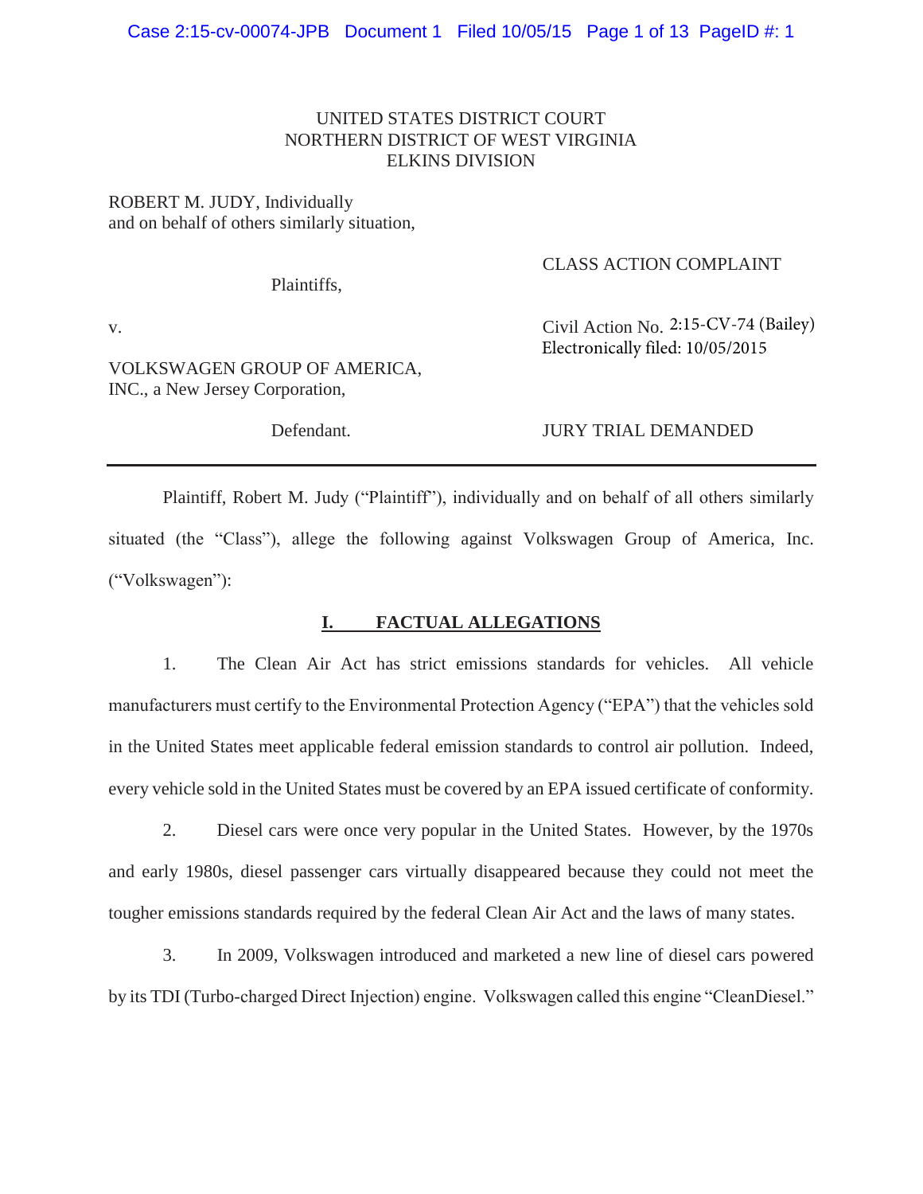UNITED STATES DISTRICT COURT
NORTHERN DISTRICT OF WEST VIRGINIA
ELKINS DIVISION

ROBERT M. JUDY, Individually and on behalf of others similarly situation,

Plaintiffs,

v.

VOLKSWAGEN GROUP OF AMERICA, INC., a New Jersey Corporation,

Defendant.

CLASS ACTION COMPLAINT

Civil Action No. 2:15-CV-74 (Bailey)
Electronically filed: 10/05/2015

JURY TRIAL DEMANDED

---

Plaintiff, Robert M. Judy ("Plaintiff"), individually and on behalf of all others similarly situated (the "Class"), allege the following against Volkswagen Group of America, Inc. ("Volkswagen"):

## I. FACTUAL ALLEGATIONS

1. The Clean Air Act has strict emissions standards for vehicles. All vehicle manufacturers must certify to the Environmental Protection Agency ("EPA") that the vehicles sold in the United States meet applicable federal emission standards to control air pollution. Indeed, every vehicle sold in the United States must be covered by an EPA issued certificate of conformity.

2. Diesel cars were once very popular in the United States. However, by the 1970s and early 1980s, diesel passenger cars virtually disappeared because they could not meet the tougher emissions standards required by the federal Clean Air Act and the laws of many states.

3. In 2009, Volkswagen introduced and marketed a new line of diesel cars powered by its TDI (Turbo-charged Direct Injection) engine. Volkswagen called this engine "CleanDiesel."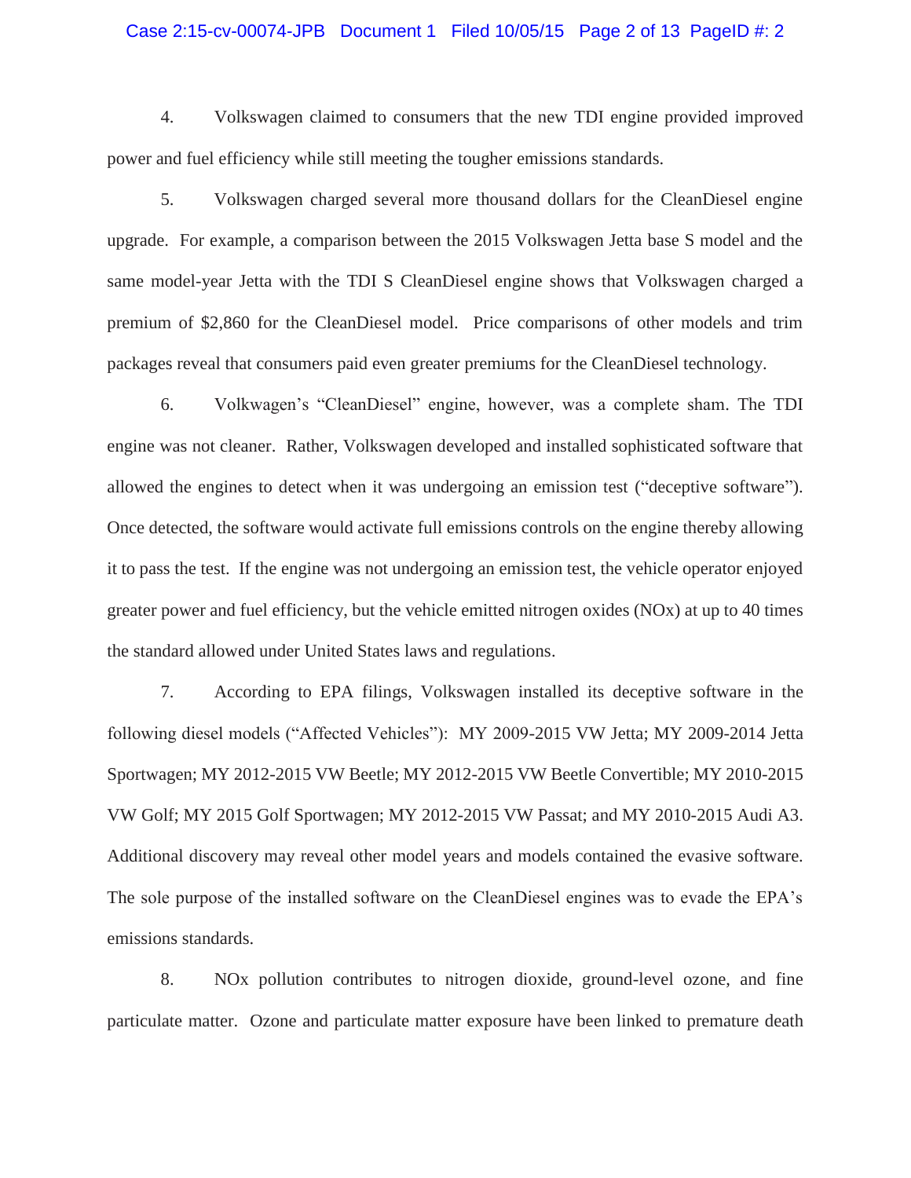4. Volkswagen claimed to consumers that the new TDI engine provided improved power and fuel efficiency while still meeting the tougher emissions standards.

5. Volkswagen charged several more thousand dollars for the CleanDiesel engine upgrade. For example, a comparison between the 2015 Volkswagen Jetta base S model and the same model-year Jetta with the TDI S CleanDiesel engine shows that Volkswagen charged a premium of $2,860 for the CleanDiesel model. Price comparisons of other models and trim packages reveal that consumers paid even greater premiums for the CleanDiesel technology.

6. Volkwagen's "CleanDiesel" engine, however, was a complete sham. The TDI engine was not cleaner. Rather, Volkswagen developed and installed sophisticated software that allowed the engines to detect when it was undergoing an emission test ("deceptive software"). Once detected, the software would activate full emissions controls on the engine thereby allowing it to pass the test. If the engine was not undergoing an emission test, the vehicle operator enjoyed greater power and fuel efficiency, but the vehicle emitted nitrogen oxides (NOx) at up to 40 times the standard allowed under United States laws and regulations.

7. According to EPA filings, Volkswagen installed its deceptive software in the following diesel models ("Affected Vehicles"): MY 2009-2015 VW Jetta; MY 2009-2014 Jetta Sportwagen; MY 2012-2015 VW Beetle; MY 2012-2015 VW Beetle Convertible; MY 2010-2015 VW Golf; MY 2015 Golf Sportwagen; MY 2012-2015 VW Passat; and MY 2010-2015 Audi A3. Additional discovery may reveal other model years and models contained the evasive software. The sole purpose of the installed software on the CleanDiesel engines was to evade the EPA's emissions standards.

8. NOx pollution contributes to nitrogen dioxide, ground-level ozone, and fine particulate matter. Ozone and particulate matter exposure have been linked to premature death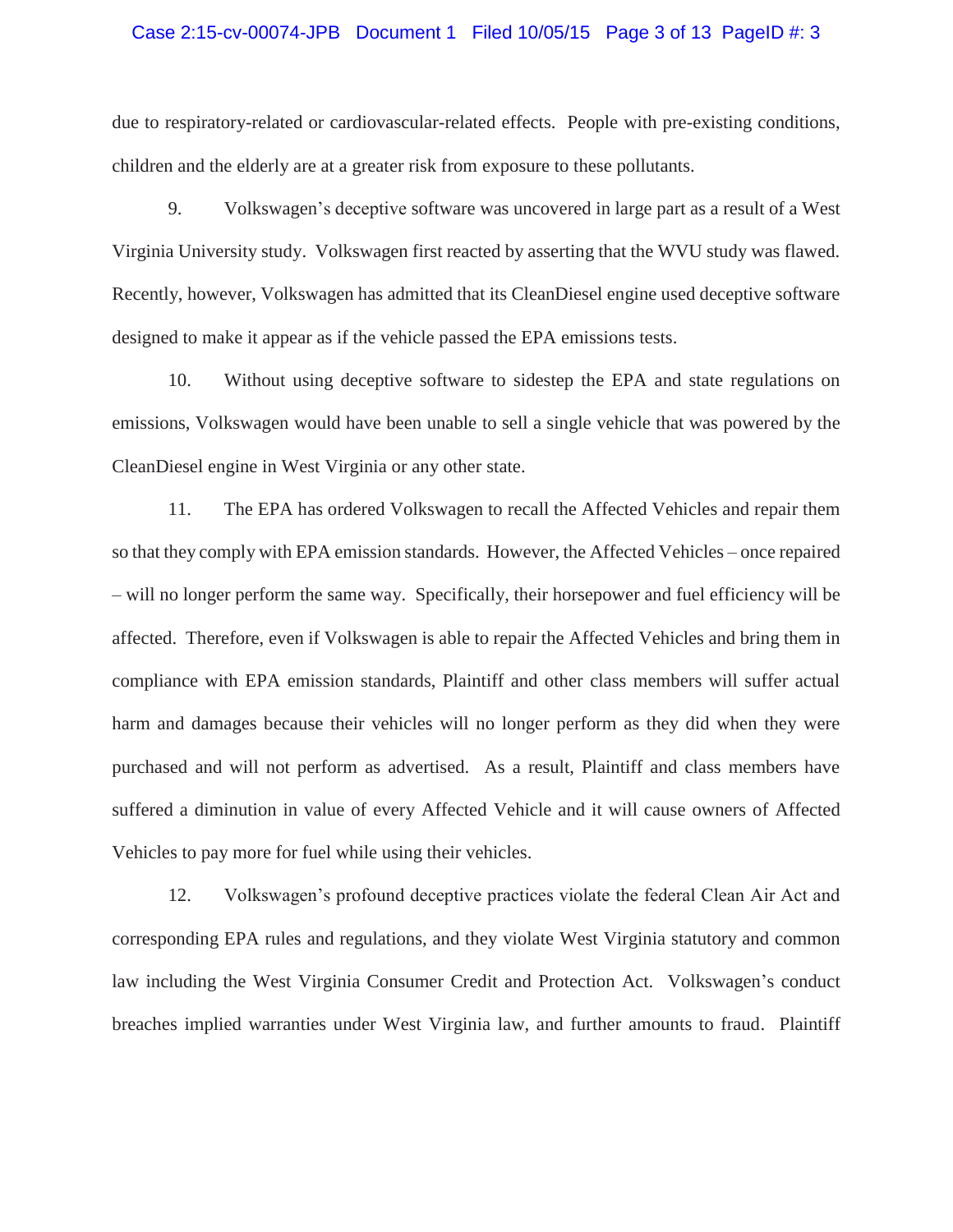due to respiratory-related or cardiovascular-related effects. People with pre-existing conditions, children and the elderly are at a greater risk from exposure to these pollutants.

9. Volkswagen's deceptive software was uncovered in large part as a result of a West Virginia University study. Volkswagen first reacted by asserting that the WVU study was flawed. Recently, however, Volkswagen has admitted that its CleanDiesel engine used deceptive software designed to make it appear as if the vehicle passed the EPA emissions tests.

10. Without using deceptive software to sidestep the EPA and state regulations on emissions, Volkswagen would have been unable to sell a single vehicle that was powered by the CleanDiesel engine in West Virginia or any other state.

11. The EPA has ordered Volkswagen to recall the Affected Vehicles and repair them so that they comply with EPA emission standards. However, the Affected Vehicles – once repaired – will no longer perform the same way. Specifically, their horsepower and fuel efficiency will be affected. Therefore, even if Volkswagen is able to repair the Affected Vehicles and bring them in compliance with EPA emission standards, Plaintiff and other class members will suffer actual harm and damages because their vehicles will no longer perform as they did when they were purchased and will not perform as advertised. As a result, Plaintiff and class members have suffered a diminution in value of every Affected Vehicle and it will cause owners of Affected Vehicles to pay more for fuel while using their vehicles.

12. Volkswagen's profound deceptive practices violate the federal Clean Air Act and corresponding EPA rules and regulations, and they violate West Virginia statutory and common law including the West Virginia Consumer Credit and Protection Act. Volkswagen's conduct breaches implied warranties under West Virginia law, and further amounts to fraud. Plaintiff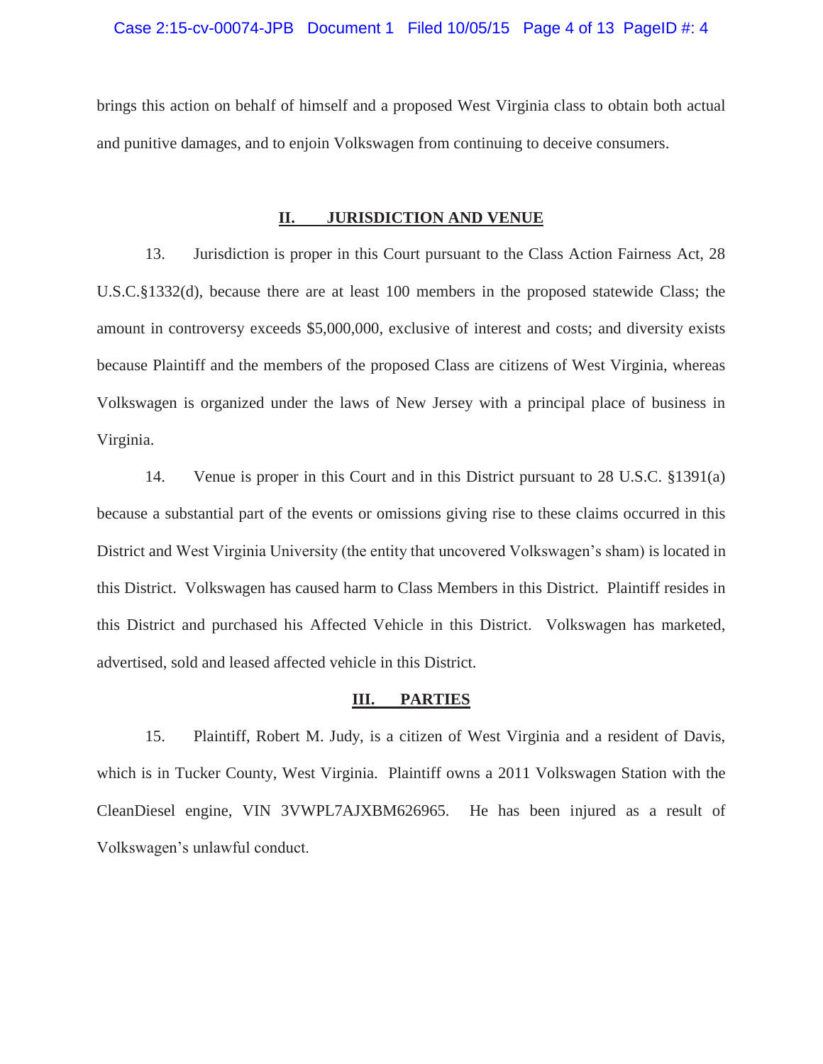brings this action on behalf of himself and a proposed West Virginia class to obtain both actual and punitive damages, and to enjoin Volkswagen from continuing to deceive consumers.

## II. JURISDICTION AND VENUE

13. Jurisdiction is proper in this Court pursuant to the Class Action Fairness Act, 28 U.S.C.§1332(d), because there are at least 100 members in the proposed statewide Class; the amount in controversy exceeds $5,000,000, exclusive of interest and costs; and diversity exists because Plaintiff and the members of the proposed Class are citizens of West Virginia, whereas Volkswagen is organized under the laws of New Jersey with a principal place of business in Virginia.

14. Venue is proper in this Court and in this District pursuant to 28 U.S.C. §1391(a) because a substantial part of the events or omissions giving rise to these claims occurred in this District and West Virginia University (the entity that uncovered Volkswagen's sham) is located in this District. Volkswagen has caused harm to Class Members in this District. Plaintiff resides in this District and purchased his Affected Vehicle in this District. Volkswagen has marketed, advertised, sold and leased affected vehicle in this District.

## III. PARTIES

15. Plaintiff, Robert M. Judy, is a citizen of West Virginia and a resident of Davis, which is in Tucker County, West Virginia. Plaintiff owns a 2011 Volkswagen Station with the CleanDiesel engine, VIN 3VWPL7AJXBM626965. He has been injured as a result of Volkswagen's unlawful conduct.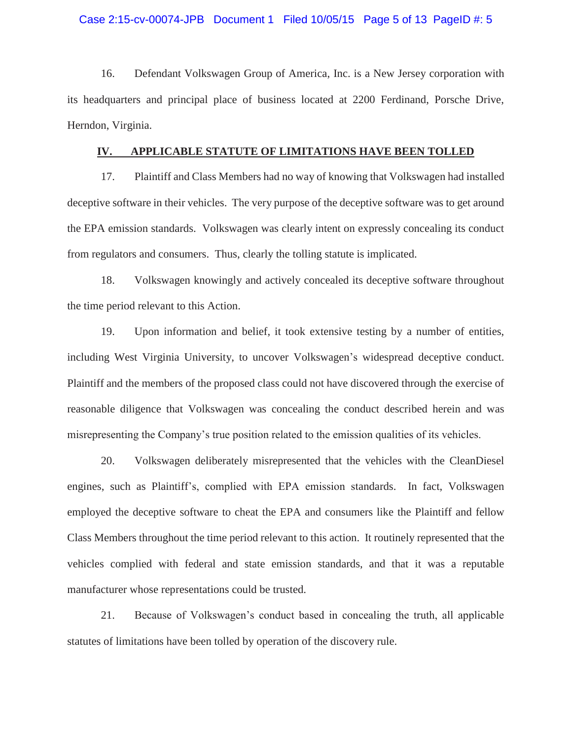16. Defendant Volkswagen Group of America, Inc. is a New Jersey corporation with its headquarters and principal place of business located at 2200 Ferdinand, Porsche Drive, Herndon, Virginia.

## IV. APPLICABLE STATUTE OF LIMITATIONS HAVE BEEN TOLLED

17. Plaintiff and Class Members had no way of knowing that Volkswagen had installed deceptive software in their vehicles. The very purpose of the deceptive software was to get around the EPA emission standards. Volkswagen was clearly intent on expressly concealing its conduct from regulators and consumers. Thus, clearly the tolling statute is implicated.

18. Volkswagen knowingly and actively concealed its deceptive software throughout the time period relevant to this Action.

19. Upon information and belief, it took extensive testing by a number of entities, including West Virginia University, to uncover Volkswagen's widespread deceptive conduct. Plaintiff and the members of the proposed class could not have discovered through the exercise of reasonable diligence that Volkswagen was concealing the conduct described herein and was misrepresenting the Company's true position related to the emission qualities of its vehicles.

20. Volkswagen deliberately misrepresented that the vehicles with the CleanDiesel engines, such as Plaintiff's, complied with EPA emission standards. In fact, Volkswagen employed the deceptive software to cheat the EPA and consumers like the Plaintiff and fellow Class Members throughout the time period relevant to this action. It routinely represented that the vehicles complied with federal and state emission standards, and that it was a reputable manufacturer whose representations could be trusted.

21. Because of Volkswagen's conduct based in concealing the truth, all applicable statutes of limitations have been tolled by operation of the discovery rule.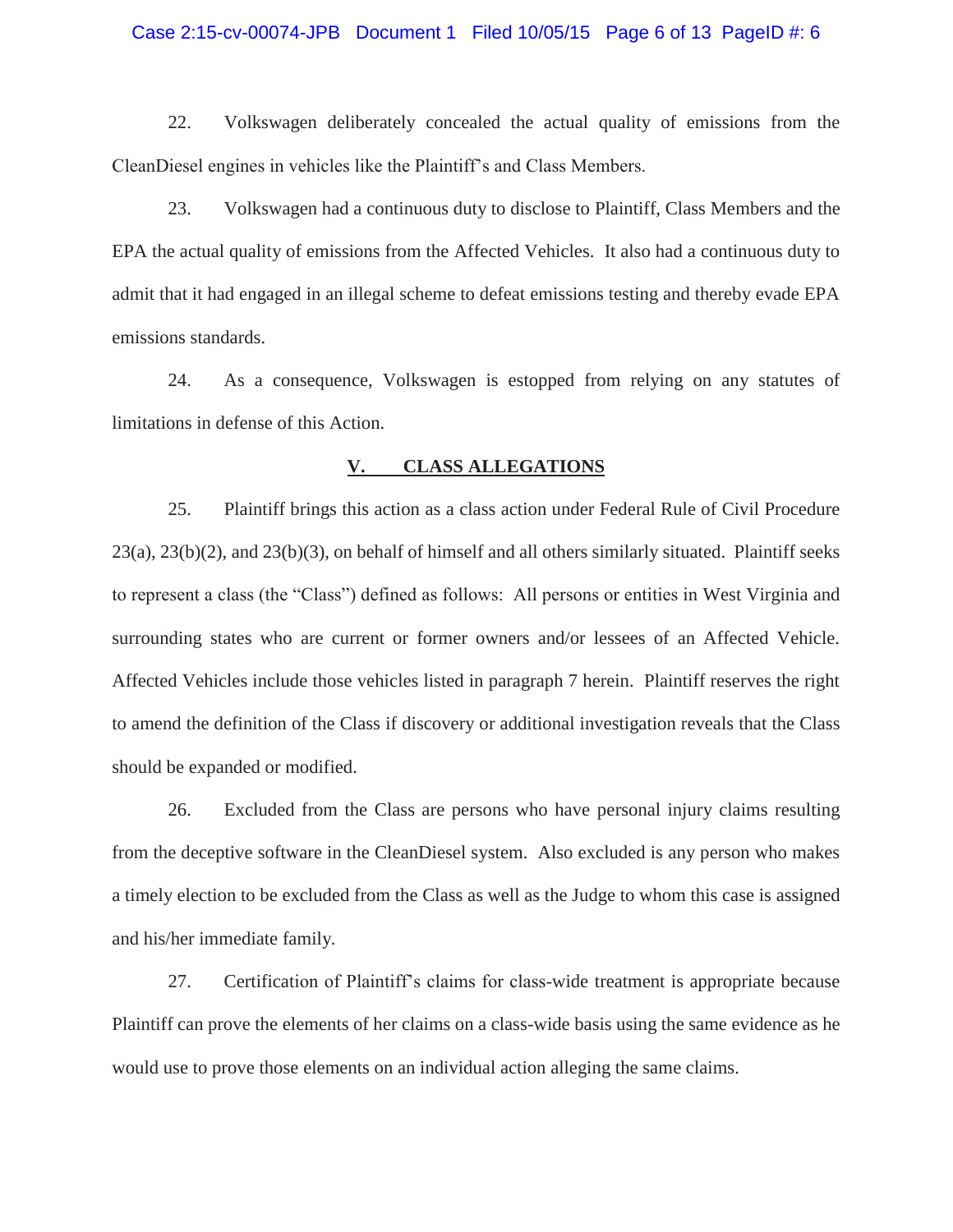22. Volkswagen deliberately concealed the actual quality of emissions from the CleanDiesel engines in vehicles like the Plaintiff's and Class Members.

23. Volkswagen had a continuous duty to disclose to Plaintiff, Class Members and the EPA the actual quality of emissions from the Affected Vehicles. It also had a continuous duty to admit that it had engaged in an illegal scheme to defeat emissions testing and thereby evade EPA emissions standards.

24. As a consequence, Volkswagen is estopped from relying on any statutes of limitations in defense of this Action.

## V. CLASS ALLEGATIONS

25. Plaintiff brings this action as a class action under Federal Rule of Civil Procedure 23(a), 23(b)(2), and 23(b)(3), on behalf of himself and all others similarly situated. Plaintiff seeks to represent a class (the "Class") defined as follows: All persons or entities in West Virginia and surrounding states who are current or former owners and/or lessees of an Affected Vehicle. Affected Vehicles include those vehicles listed in paragraph 7 herein. Plaintiff reserves the right to amend the definition of the Class if discovery or additional investigation reveals that the Class should be expanded or modified.

26. Excluded from the Class are persons who have personal injury claims resulting from the deceptive software in the CleanDiesel system. Also excluded is any person who makes a timely election to be excluded from the Class as well as the Judge to whom this case is assigned and his/her immediate family.

27. Certification of Plaintiff's claims for class-wide treatment is appropriate because Plaintiff can prove the elements of her claims on a class-wide basis using the same evidence as he would use to prove those elements on an individual action alleging the same claims.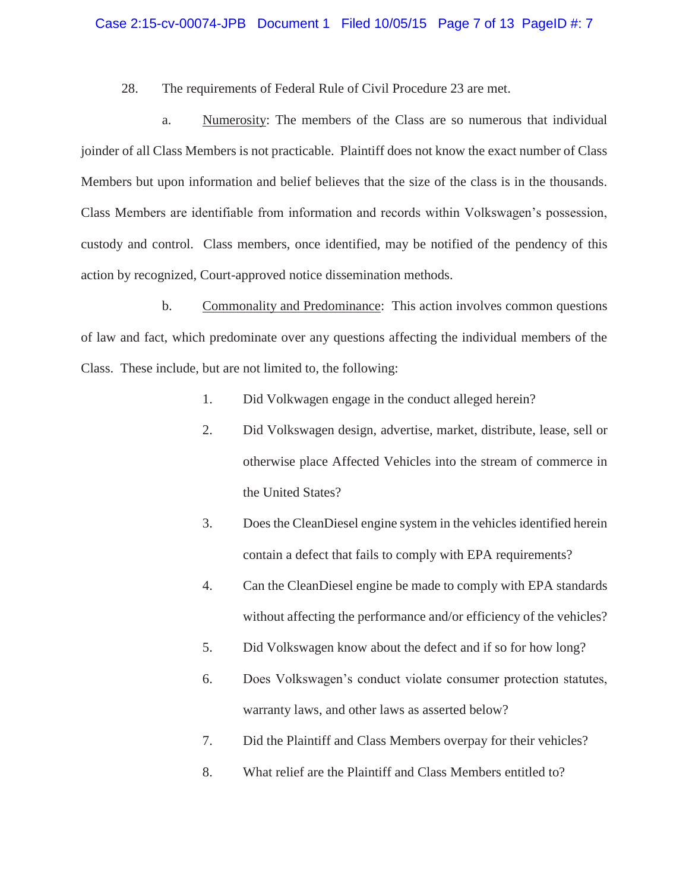28. The requirements of Federal Rule of Civil Procedure 23 are met.

a. Numerosity: The members of the Class are so numerous that individual joinder of all Class Members is not practicable. Plaintiff does not know the exact number of Class Members but upon information and belief believes that the size of the class is in the thousands. Class Members are identifiable from information and records within Volkswagen's possession, custody and control. Class members, once identified, may be notified of the pendency of this action by recognized, Court-approved notice dissemination methods.

b. Commonality and Predominance: This action involves common questions of law and fact, which predominate over any questions affecting the individual members of the Class. These include, but are not limited to, the following:

1. Did Volkwagen engage in the conduct alleged herein?
2. Did Volkswagen design, advertise, market, distribute, lease, sell or otherwise place Affected Vehicles into the stream of commerce in the United States?
3. Does the CleanDiesel engine system in the vehicles identified herein contain a defect that fails to comply with EPA requirements?
4. Can the CleanDiesel engine be made to comply with EPA standards without affecting the performance and/or efficiency of the vehicles?
5. Did Volkswagen know about the defect and if so for how long?
6. Does Volkswagen's conduct violate consumer protection statutes, warranty laws, and other laws as asserted below?
7. Did the Plaintiff and Class Members overpay for their vehicles?
8. What relief are the Plaintiff and Class Members entitled to?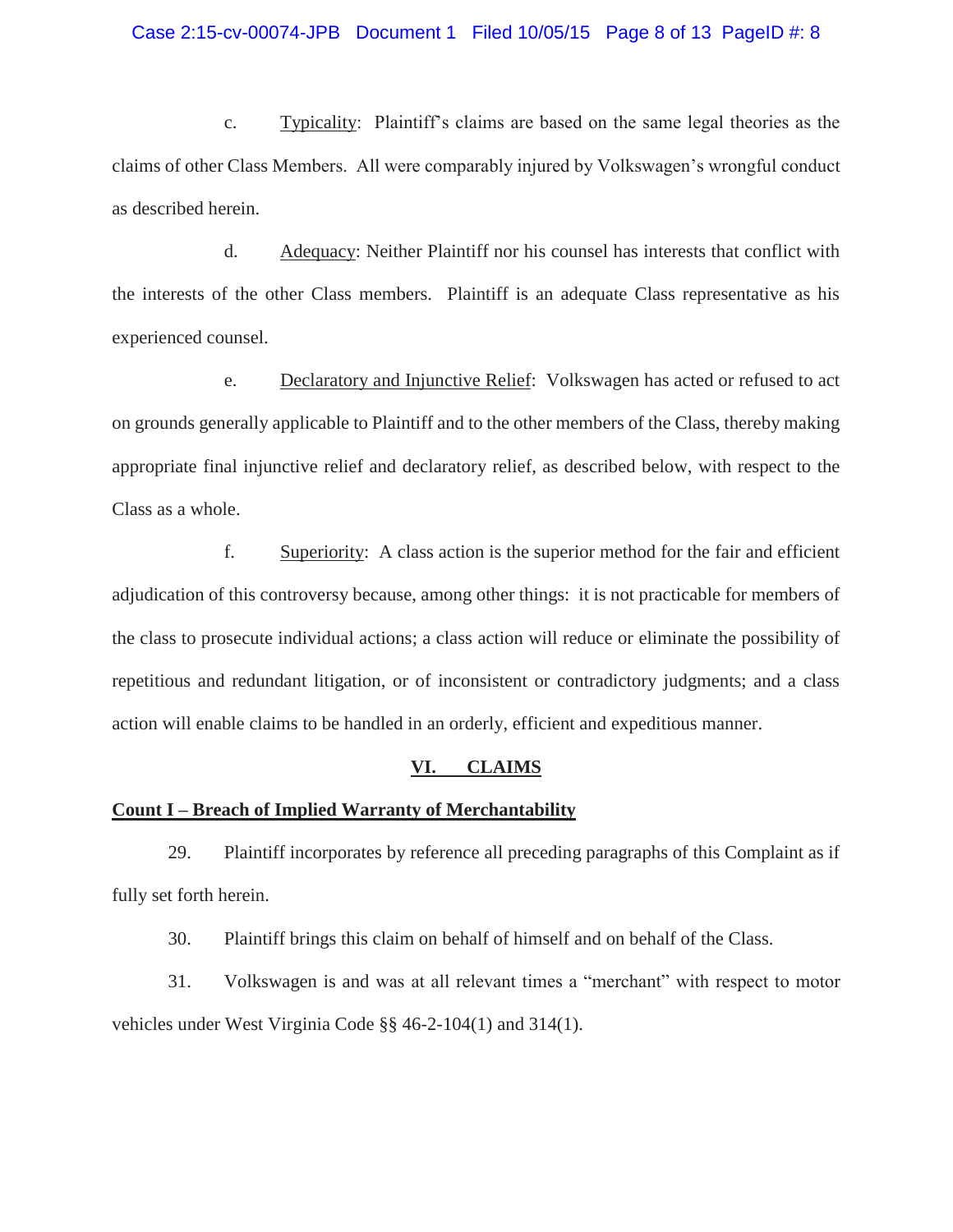c. <u>Typicality</u>: Plaintiff's claims are based on the same legal theories as the claims of other Class Members. All were comparably injured by Volkswagen's wrongful conduct as described herein.

d. <u>Adequacy</u>: Neither Plaintiff nor his counsel has interests that conflict with the interests of the other Class members. Plaintiff is an adequate Class representative as his experienced counsel.

e. <u>Declaratory and Injunctive Relief</u>: Volkswagen has acted or refused to act on grounds generally applicable to Plaintiff and to the other members of the Class, thereby making appropriate final injunctive relief and declaratory relief, as described below, with respect to the Class as a whole.

f. <u>Superiority</u>: A class action is the superior method for the fair and efficient adjudication of this controversy because, among other things: it is not practicable for members of the class to prosecute individual actions; a class action will reduce or eliminate the possibility of repetitious and redundant litigation, or of inconsistent or contradictory judgments; and a class action will enable claims to be handled in an orderly, efficient and expeditious manner.

## VI. CLAIMS

### Count I – Breach of Implied Warranty of Merchantability

29. Plaintiff incorporates by reference all preceding paragraphs of this Complaint as if fully set forth herein.

30. Plaintiff brings this claim on behalf of himself and on behalf of the Class.

31. Volkswagen is and was at all relevant times a "merchant" with respect to motor vehicles under West Virginia Code §§ 46-2-104(1) and 314(1).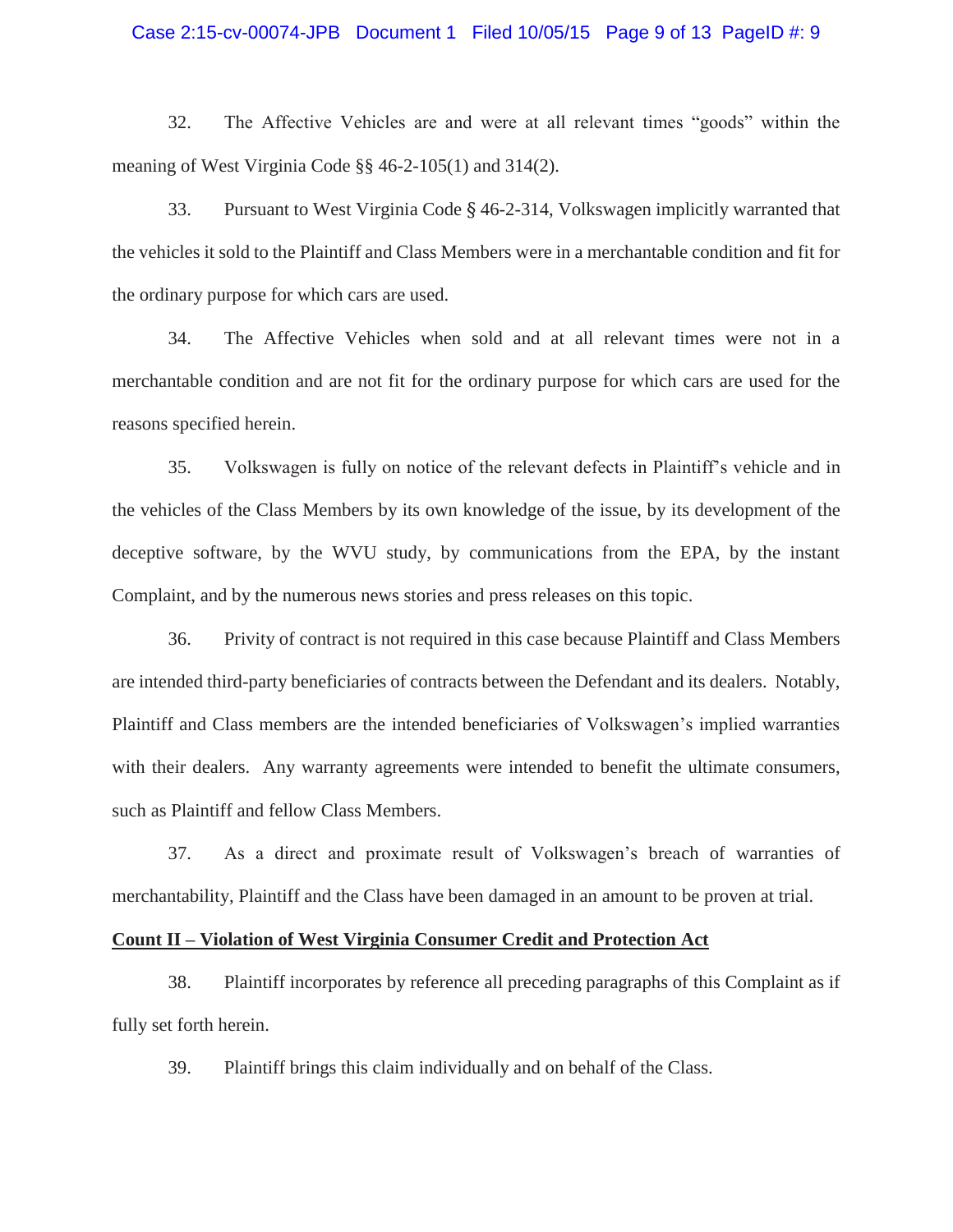32. The Affective Vehicles are and were at all relevant times "goods" within the meaning of West Virginia Code §§ 46-2-105(1) and 314(2).

33. Pursuant to West Virginia Code § 46-2-314, Volkswagen implicitly warranted that the vehicles it sold to the Plaintiff and Class Members were in a merchantable condition and fit for the ordinary purpose for which cars are used.

34. The Affective Vehicles when sold and at all relevant times were not in a merchantable condition and are not fit for the ordinary purpose for which cars are used for the reasons specified herein.

35. Volkswagen is fully on notice of the relevant defects in Plaintiff's vehicle and in the vehicles of the Class Members by its own knowledge of the issue, by its development of the deceptive software, by the WVU study, by communications from the EPA, by the instant Complaint, and by the numerous news stories and press releases on this topic.

36. Privity of contract is not required in this case because Plaintiff and Class Members are intended third-party beneficiaries of contracts between the Defendant and its dealers. Notably, Plaintiff and Class members are the intended beneficiaries of Volkswagen's implied warranties with their dealers. Any warranty agreements were intended to benefit the ultimate consumers, such as Plaintiff and fellow Class Members.

37. As a direct and proximate result of Volkswagen's breach of warranties of merchantability, Plaintiff and the Class have been damaged in an amount to be proven at trial.

**<u>Count II – Violation of West Virginia Consumer Credit and Protection Act</u>**

38. Plaintiff incorporates by reference all preceding paragraphs of this Complaint as if fully set forth herein.

39. Plaintiff brings this claim individually and on behalf of the Class.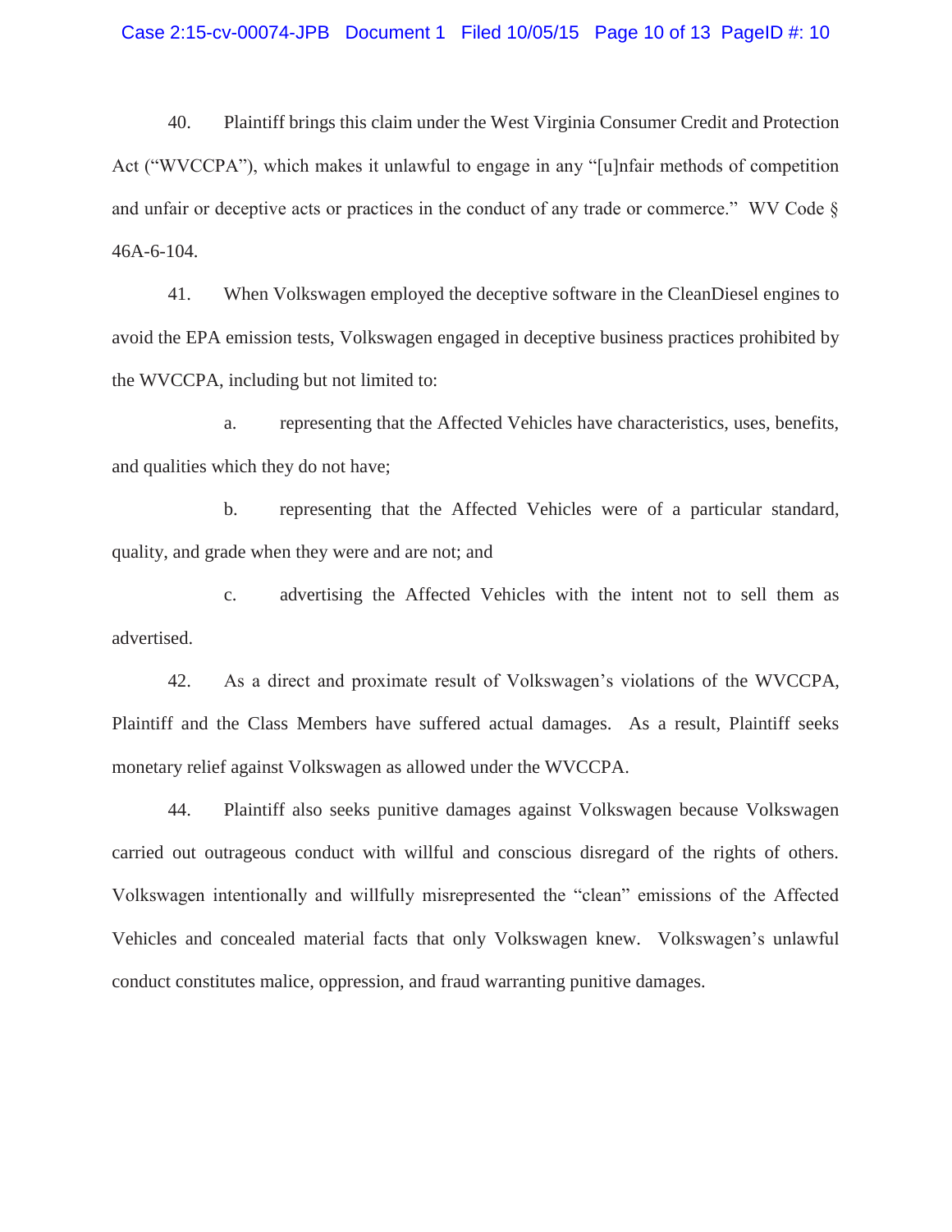40. Plaintiff brings this claim under the West Virginia Consumer Credit and Protection Act ("WVCCPA"), which makes it unlawful to engage in any "[u]nfair methods of competition and unfair or deceptive acts or practices in the conduct of any trade or commerce." WV Code § 46A-6-104.

41. When Volkswagen employed the deceptive software in the CleanDiesel engines to avoid the EPA emission tests, Volkswagen engaged in deceptive business practices prohibited by the WVCCPA, including but not limited to:

a. representing that the Affected Vehicles have characteristics, uses, benefits, and qualities which they do not have;

b. representing that the Affected Vehicles were of a particular standard, quality, and grade when they were and are not; and

c. advertising the Affected Vehicles with the intent not to sell them as advertised.

42. As a direct and proximate result of Volkswagen's violations of the WVCCPA, Plaintiff and the Class Members have suffered actual damages. As a result, Plaintiff seeks monetary relief against Volkswagen as allowed under the WVCCPA.

44. Plaintiff also seeks punitive damages against Volkswagen because Volkswagen carried out outrageous conduct with willful and conscious disregard of the rights of others. Volkswagen intentionally and willfully misrepresented the "clean" emissions of the Affected Vehicles and concealed material facts that only Volkswagen knew. Volkswagen's unlawful conduct constitutes malice, oppression, and fraud warranting punitive damages.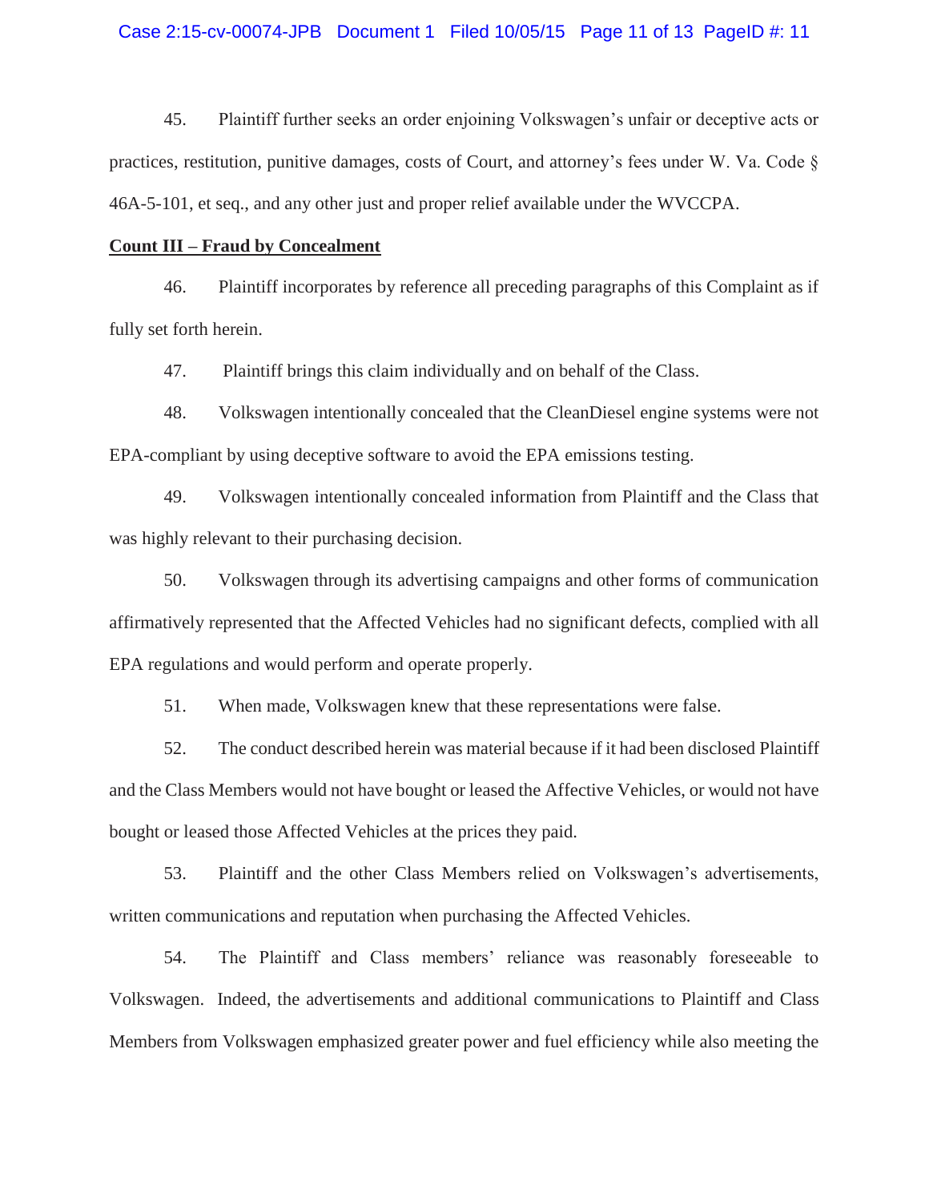45. Plaintiff further seeks an order enjoining Volkswagen's unfair or deceptive acts or practices, restitution, punitive damages, costs of Court, and attorney's fees under W. Va. Code § 46A-5-101, et seq., and any other just and proper relief available under the WVCCPA.

**Count III – Fraud by Concealment**

46. Plaintiff incorporates by reference all preceding paragraphs of this Complaint as if fully set forth herein.

47. Plaintiff brings this claim individually and on behalf of the Class.

48. Volkswagen intentionally concealed that the CleanDiesel engine systems were not EPA-compliant by using deceptive software to avoid the EPA emissions testing.

49. Volkswagen intentionally concealed information from Plaintiff and the Class that was highly relevant to their purchasing decision.

50. Volkswagen through its advertising campaigns and other forms of communication affirmatively represented that the Affected Vehicles had no significant defects, complied with all EPA regulations and would perform and operate properly.

51. When made, Volkswagen knew that these representations were false.

52. The conduct described herein was material because if it had been disclosed Plaintiff and the Class Members would not have bought or leased the Affective Vehicles, or would not have bought or leased those Affected Vehicles at the prices they paid.

53. Plaintiff and the other Class Members relied on Volkswagen's advertisements, written communications and reputation when purchasing the Affected Vehicles.

54. The Plaintiff and Class members' reliance was reasonably foreseeable to Volkswagen. Indeed, the advertisements and additional communications to Plaintiff and Class Members from Volkswagen emphasized greater power and fuel efficiency while also meeting the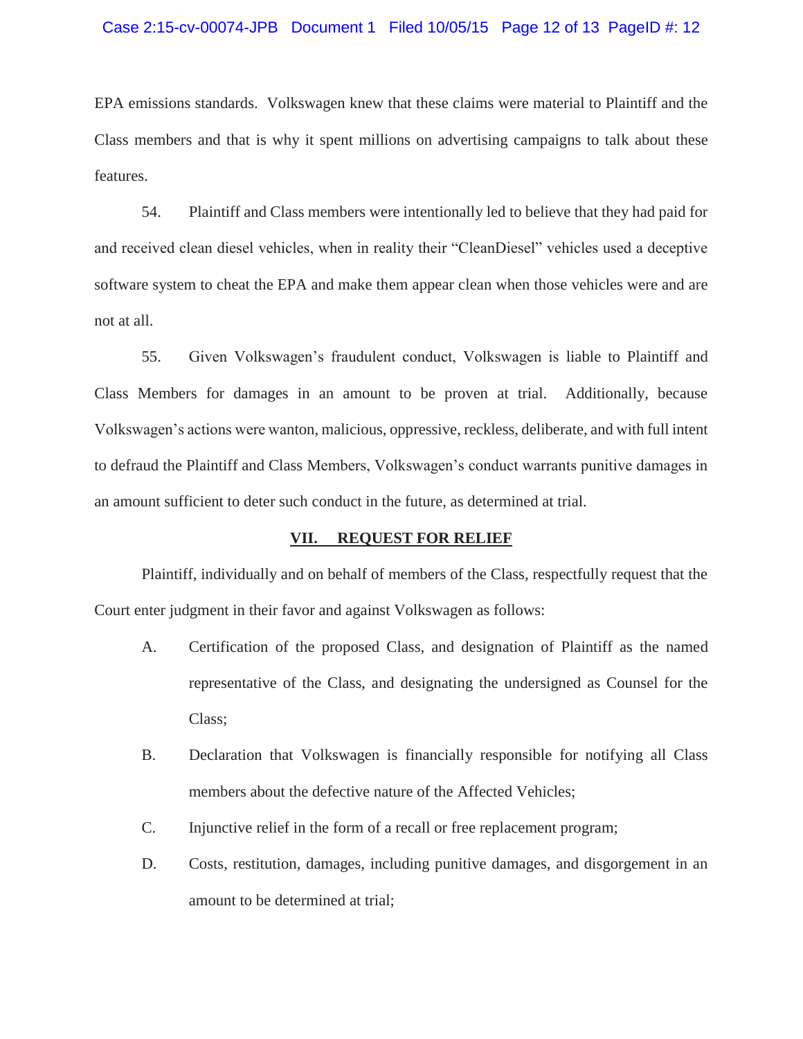EPA emissions standards. Volkswagen knew that these claims were material to Plaintiff and the Class members and that is why it spent millions on advertising campaigns to talk about these features.

54. Plaintiff and Class members were intentionally led to believe that they had paid for and received clean diesel vehicles, when in reality their "CleanDiesel" vehicles used a deceptive software system to cheat the EPA and make them appear clean when those vehicles were and are not at all.

55. Given Volkswagen's fraudulent conduct, Volkswagen is liable to Plaintiff and Class Members for damages in an amount to be proven at trial. Additionally, because Volkswagen's actions were wanton, malicious, oppressive, reckless, deliberate, and with full intent to defraud the Plaintiff and Class Members, Volkswagen's conduct warrants punitive damages in an amount sufficient to deter such conduct in the future, as determined at trial.

## VII. REQUEST FOR RELIEF

Plaintiff, individually and on behalf of members of the Class, respectfully request that the Court enter judgment in their favor and against Volkswagen as follows:

A. Certification of the proposed Class, and designation of Plaintiff as the named representative of the Class, and designating the undersigned as Counsel for the Class;

B. Declaration that Volkswagen is financially responsible for notifying all Class members about the defective nature of the Affected Vehicles;

C. Injunctive relief in the form of a recall or free replacement program;

D. Costs, restitution, damages, including punitive damages, and disgorgement in an amount to be determined at trial;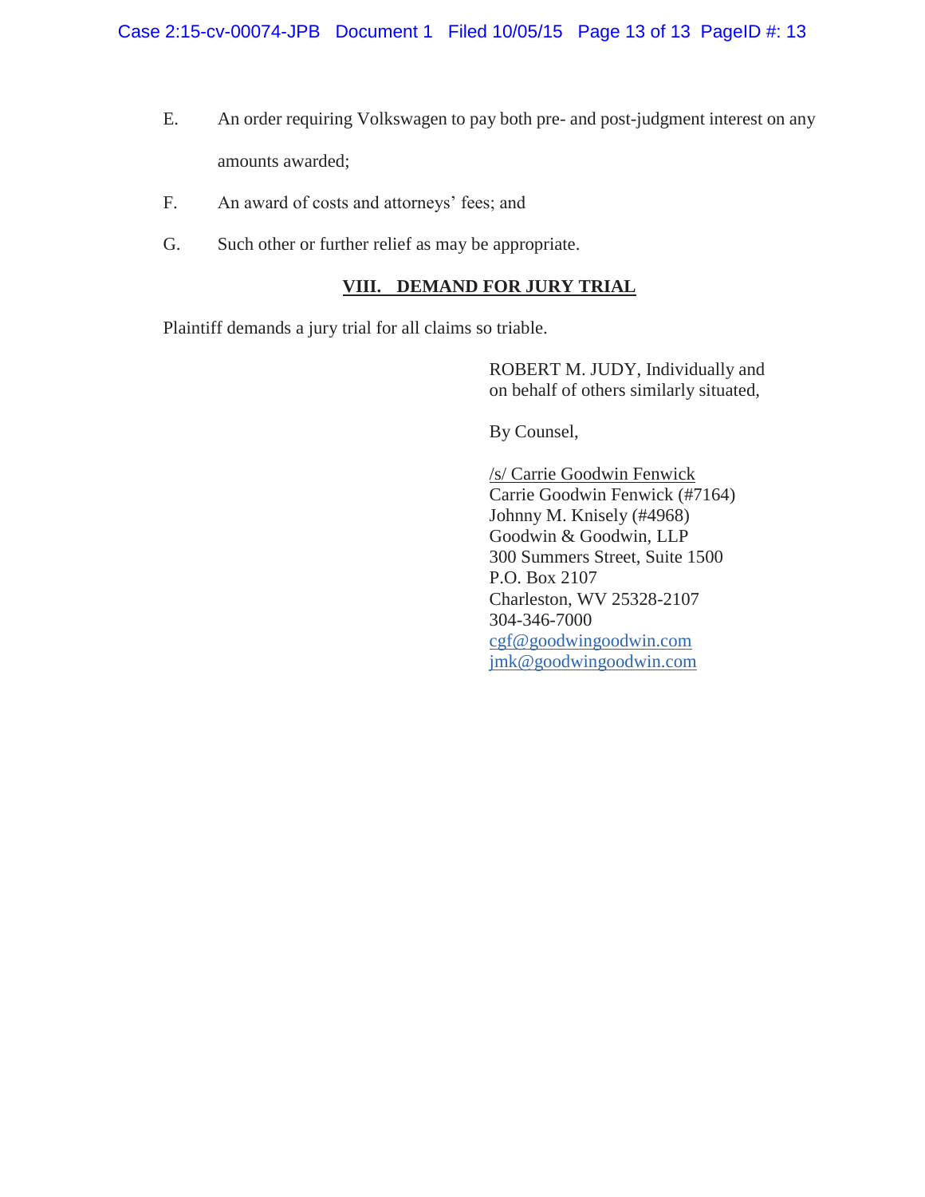E. An order requiring Volkswagen to pay both pre- and post-judgment interest on any amounts awarded;

F. An award of costs and attorneys' fees; and

G. Such other or further relief as may be appropriate.

## VIII. DEMAND FOR JURY TRIAL

Plaintiff demands a jury trial for all claims so triable.

ROBERT M. JUDY, Individually and
on behalf of others similarly situated,

By Counsel,

/s/ Carrie Goodwin Fenwick
Carrie Goodwin Fenwick (#7164)
Johnny M. Knisely (#4968)
Goodwin & Goodwin, LLP
300 Summers Street, Suite 1500
P.O. Box 2107
Charleston, WV 25328-2107
304-346-7000
cgf@goodwingoodwin.com
jmk@goodwingoodwin.com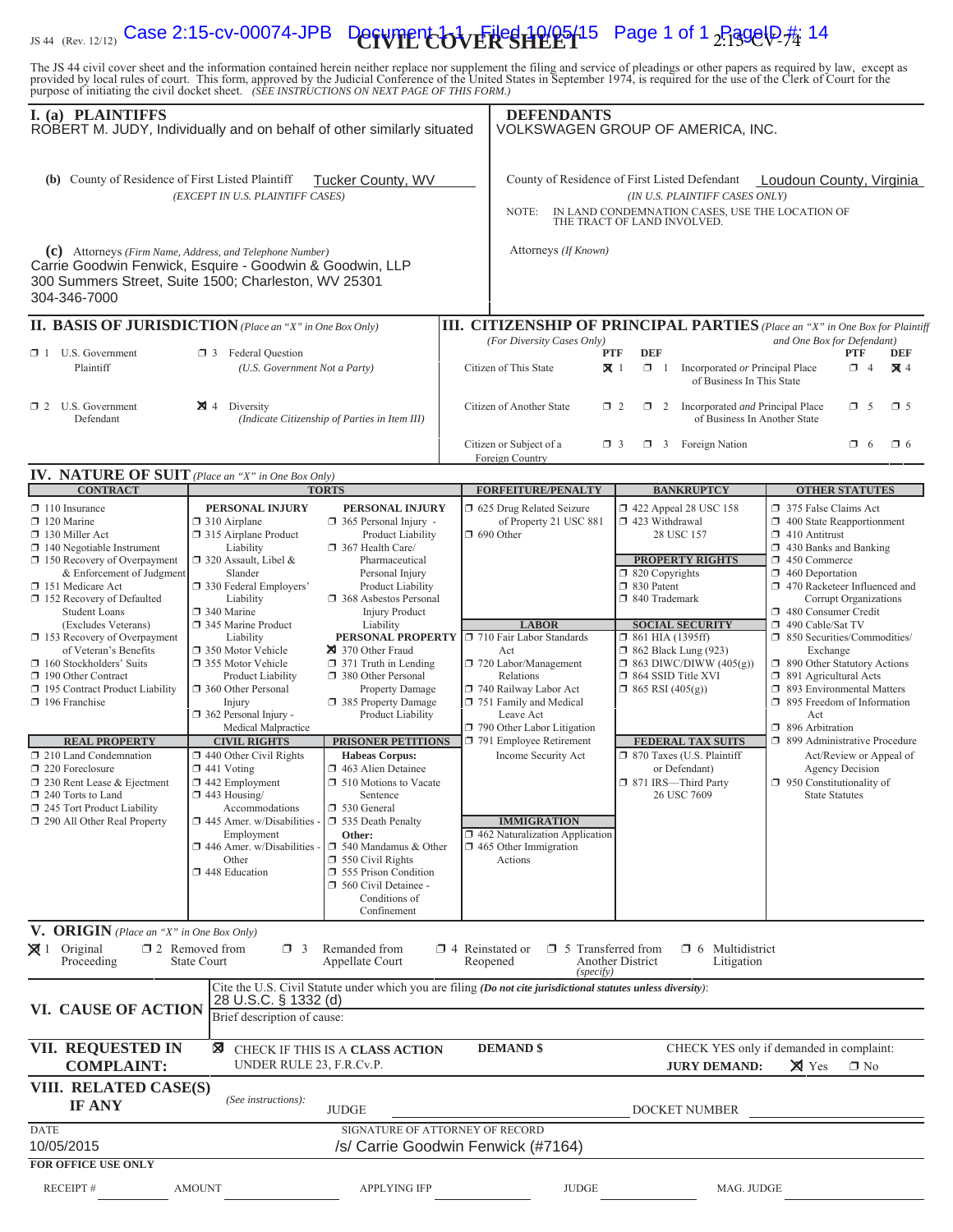JS 44 (Rev. 12/12)

# CIVIL COVER SHEET

2:15-CV-74

The JS 44 civil cover sheet and the information contained herein neither replace nor supplement the filing and service of pleadings or other papers as required by law, except as provided by local rules of court. This form, approved by the Judicial Conference of the United States in September 1974, is required for the use of the Clerk of Court for the purpose of initiating the civil docket sheet. *(SEE INSTRUCTIONS ON NEXT PAGE OF THIS FORM.)*

**I. (a) PLAINTIFFS**
ROBERT M. JUDY, Individually and on behalf of other similarly situated

**DEFENDANTS**
VOLKSWAGEN GROUP OF AMERICA, INC.

**(b)** County of Residence of First Listed Plaintiff: Tucker County, WV
*(EXCEPT IN U.S. PLAINTIFF CASES)*

County of Residence of First Listed Defendant: Loudoun County, Virginia
*(IN U.S. PLAINTIFF CASES ONLY)*
NOTE: IN LAND CONDEMNATION CASES, USE THE LOCATION OF THE TRACT OF LAND INVOLVED.

**(c)** Attorneys *(Firm Name, Address, and Telephone Number)*
Carrie Goodwin Fenwick, Esquire - Goodwin & Goodwin, LLP
300 Summers Street, Suite 1500; Charleston, WV 25301
304-346-7000

Attorneys *(If Known)*

**II. BASIS OF JURISDICTION** *(Place an "X" in One Box Only)*

- ☐ 1 U.S. Government Plaintiff
- ☐ 3 Federal Question (U.S. Government Not a Party)
- ☐ 2 U.S. Government Defendant
- ☒ 4 Diversity (Indicate Citizenship of Parties in Item III)

**III. CITIZENSHIP OF PRINCIPAL PARTIES** *(Place an "X" in One Box for Plaintiff and One Box for Defendant)* *(For Diversity Cases Only)*

| | PTF | DEF | | PTF | DEF |
|---|---|---|---|---|---|
| Citizen of This State | ☒ 1 | ☐ 1 | Incorporated *or* Principal Place of Business In This State | ☐ 4 | ☒ 4 |
| Citizen of Another State | ☐ 2 | ☐ 2 | Incorporated *and* Principal Place of Business In Another State | ☐ 5 | ☐ 5 |
| Citizen or Subject of a Foreign Country | ☐ 3 | ☐ 3 | Foreign Nation | ☐ 6 | ☐ 6 |

**IV. NATURE OF SUIT** *(Place an "X" in One Box Only)*

**CONTRACT:** ☐ 110 Insurance; ☐ 120 Marine; ☐ 130 Miller Act; ☐ 140 Negotiable Instrument; ☐ 150 Recovery of Overpayment & Enforcement of Judgment; ☐ 151 Medicare Act; ☐ 152 Recovery of Defaulted Student Loans (Excludes Veterans); ☐ 153 Recovery of Overpayment of Veteran's Benefits; ☐ 160 Stockholders' Suits; ☐ 190 Other Contract; ☐ 195 Contract Product Liability; ☐ 196 Franchise

**REAL PROPERTY:** ☐ 210 Land Condemnation; ☐ 220 Foreclosure; ☐ 230 Rent Lease & Ejectment; ☐ 240 Torts to Land; ☐ 245 Tort Product Liability; ☐ 290 All Other Real Property

**TORTS — PERSONAL INJURY:** ☐ 310 Airplane; ☐ 315 Airplane Product Liability; ☐ 320 Assault, Libel & Slander; ☐ 330 Federal Employers' Liability; ☐ 340 Marine; ☐ 345 Marine Product Liability; ☐ 350 Motor Vehicle; ☐ 355 Motor Vehicle Product Liability; ☐ 360 Other Personal Injury; ☐ 362 Personal Injury - Medical Malpractice

**PERSONAL INJURY:** ☐ 365 Personal Injury - Product Liability; ☐ 367 Health Care/ Pharmaceutical Personal Injury Product Liability; ☐ 368 Asbestos Personal Injury Product Liability

**PERSONAL PROPERTY:** ☒ 370 Other Fraud; ☐ 371 Truth in Lending; ☐ 380 Other Personal Property Damage; ☐ 385 Property Damage Product Liability

**CIVIL RIGHTS:** ☐ 440 Other Civil Rights; ☐ 441 Voting; ☐ 442 Employment; ☐ 443 Housing/ Accommodations; ☐ 445 Amer. w/Disabilities - Employment; ☐ 446 Amer. w/Disabilities - Other; ☐ 448 Education

**PRISONER PETITIONS:** Habeas Corpus: ☐ 463 Alien Detainee; ☐ 510 Motions to Vacate Sentence; ☐ 530 General; ☐ 535 Death Penalty; Other: ☐ 540 Mandamus & Other; ☐ 550 Civil Rights; ☐ 555 Prison Condition; ☐ 560 Civil Detainee - Conditions of Confinement

**FORFEITURE/PENALTY:** ☐ 625 Drug Related Seizure of Property 21 USC 881; ☐ 690 Other

**LABOR:** ☐ 710 Fair Labor Standards Act; ☐ 720 Labor/Management Relations; ☐ 740 Railway Labor Act; ☐ 751 Family and Medical Leave Act; ☐ 790 Other Labor Litigation; ☐ 791 Employee Retirement Income Security Act

**IMMIGRATION:** ☐ 462 Naturalization Application; ☐ 465 Other Immigration Actions

**BANKRUPTCY:** ☐ 422 Appeal 28 USC 158; ☐ 423 Withdrawal 28 USC 157

**PROPERTY RIGHTS:** ☐ 820 Copyrights; ☐ 830 Patent; ☐ 840 Trademark

**SOCIAL SECURITY:** ☐ 861 HIA (1395ff); ☐ 862 Black Lung (923); ☐ 863 DIWC/DIWW (405(g)); ☐ 864 SSID Title XVI; ☐ 865 RSI (405(g))

**FEDERAL TAX SUITS:** ☐ 870 Taxes (U.S. Plaintiff or Defendant); ☐ 871 IRS—Third Party 26 USC 7609

**OTHER STATUTES:** ☐ 375 False Claims Act; ☐ 400 State Reapportionment; ☐ 410 Antitrust; ☐ 430 Banks and Banking; ☐ 450 Commerce; ☐ 460 Deportation; ☐ 470 Racketeer Influenced and Corrupt Organizations; ☐ 480 Consumer Credit; ☐ 490 Cable/Sat TV; ☐ 850 Securities/Commodities/ Exchange; ☐ 890 Other Statutory Actions; ☐ 891 Agricultural Acts; ☐ 893 Environmental Matters; ☐ 895 Freedom of Information Act; ☐ 896 Arbitration; ☐ 899 Administrative Procedure Act/Review or Appeal of Agency Decision; ☐ 950 Constitutionality of State Statutes

**V. ORIGIN** *(Place an "X" in One Box Only)*

☒ 1 Original Proceeding; ☐ 2 Removed from State Court; ☐ 3 Remanded from Appellate Court; ☐ 4 Reinstated or Reopened; ☐ 5 Transferred from Another District *(specify)*; ☐ 6 Multidistrict Litigation

**VI. CAUSE OF ACTION**
Cite the U.S. Civil Statute under which you are filing *(Do not cite jurisdictional statutes unless diversity)*: 28 U.S.C. § 1332 (d)
Brief description of cause:

**VII. REQUESTED IN COMPLAINT:** ☒ CHECK IF THIS IS A **CLASS ACTION** UNDER RULE 23, F.R.Cv.P.
**DEMAND $**
CHECK YES only if demanded in complaint: **JURY DEMAND:** ☒ Yes ☐ No

**VIII. RELATED CASE(S) IF ANY** *(See instructions)*: JUDGE _____ DOCKET NUMBER _____

DATE: 10/05/2015
SIGNATURE OF ATTORNEY OF RECORD: /s/ Carrie Goodwin Fenwick (#7164)

**FOR OFFICE USE ONLY**

RECEIPT # _____ AMOUNT _____ APPLYING IFP _____ JUDGE _____ MAG. JUDGE _____